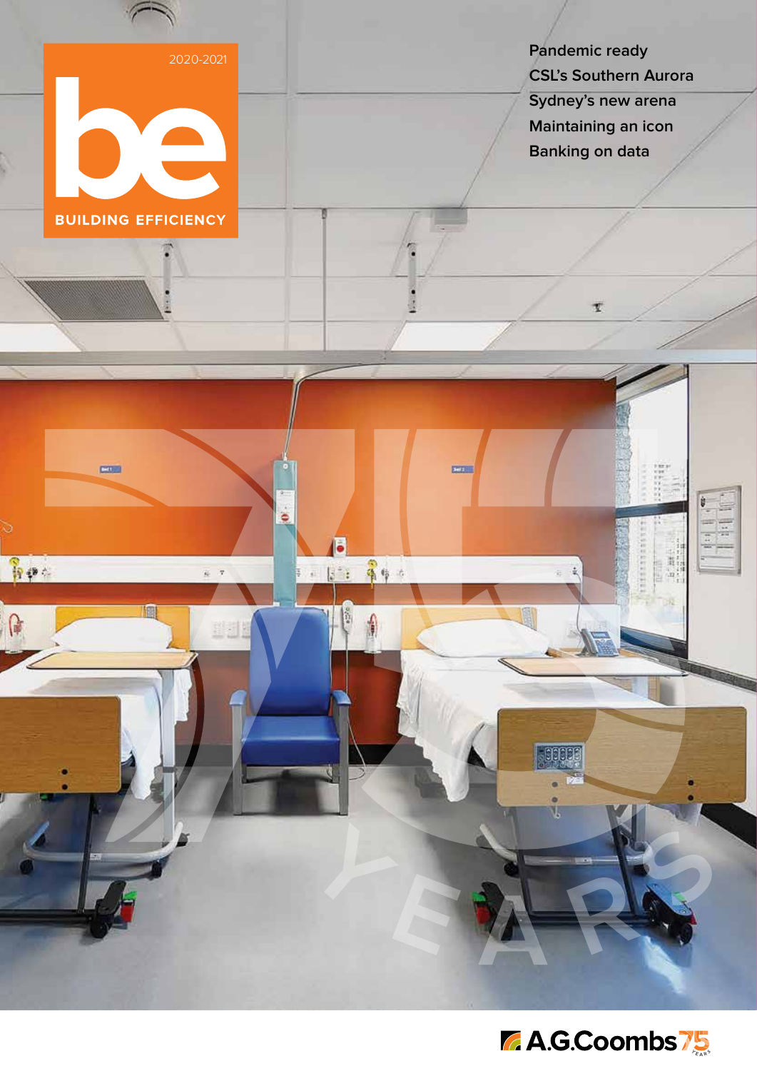2020-2021

# be

BUILDING EFFICIENCY

- Pandemic ready
- CSL's Southern Aurora
- Sydney's new arena
- Maintaining an icon
- Banking on data

A.G.Coombs 75 YEARS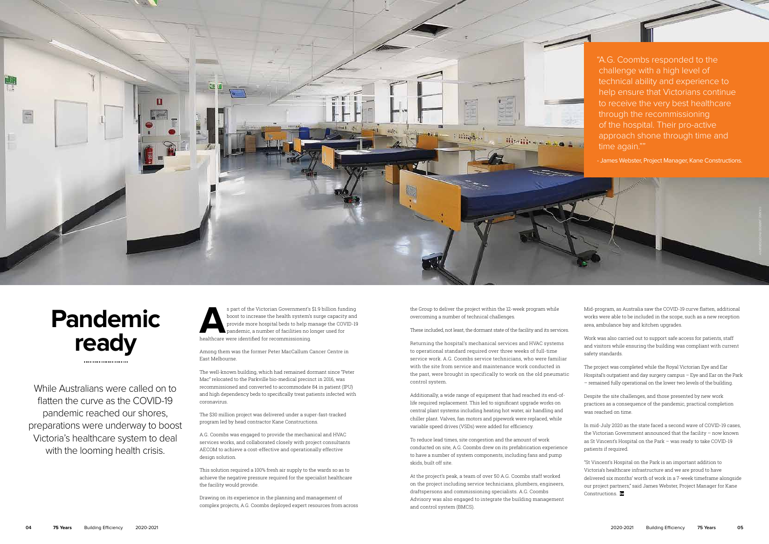"A.G. Coombs responded to the challenge with a high level of technical ability and experience to help ensure that Victorians continue to receive the very best healthcare through the recommissioning of the hospital. Their pro-active approach shone through time and time again.""

- James Webster, Project Manager, Kane Constructions.

# Pandemic ready

While Australians were called on to flatten the curve as the COVID-19 pandemic reached our shores, preparations were underway to boost Victoria's healthcare system to deal with the looming health crisis.

As part of the Victorian Government's $1.9 billion funding boost to increase the health system's surge capacity and provide more hospital beds to help manage the COVID-19 pandemic, a number of facilities no longer used for healthcare were identified for recommissioning.

Among them was the former Peter MacCallum Cancer Centre in East Melbourne.

The well-known building, which had remained dormant since "Peter Mac" relocated to the Parkville bio-medical precinct in 2016, was recommissioned and converted to accommodate 84 in patient (IPU) and high dependency beds to specifically treat patients infected with coronavirus.

The $30 million project was delivered under a super-fast-tracked program led by head contractor Kane Constructions.

A.G. Coombs was engaged to provide the mechanical and HVAC services works, and collaborated closely with project consultants AECOM to achieve a cost-effective and operationally effective design solution.

This solution required a 100% fresh air supply to the wards so as to achieve the negative pressure required for the specialist healthcare the facility would provide.

Drawing on its experience in the planning and management of complex projects, A.G. Coombs deployed expert resources from across the Group to deliver the project within the 12-week program while overcoming a number of technical challenges.

These included, not least, the dormant state of the facility and its services.

Returning the hospital's mechanical services and HVAC systems to operational standard required over three weeks of full-time service work. A.G. Coombs service technicians, who were familiar with the site from service and maintenance work conducted in the past, were brought in specifically to work on the old pneumatic control system.

Additionally, a wide range of equipment that had reached its end-of-life required replacement. This led to significant upgrade works on central plant systems including heating hot water, air handling and chiller plant. Valves, fan motors and pipework were replaced, while variable speed drives (VSDs) were added for efficiency.

To reduce lead times, site congestion and the amount of work conducted on site, A.G. Coombs drew on its prefabrication experience to have a number of system components, including fans and pump skids, built off site.

At the project's peak, a team of over 50 A.G. Coombs staff worked on the project including service technicians, plumbers, engineers, draftspersons and commissioning specialists. A.G. Coombs Advisory was also engaged to integrate the building management and control system (BMCS).

Mid-program, as Australia saw the COVID-19 curve flatten, additional works were able to be included in the scope, such as a new reception area, ambulance bay and kitchen upgrades.

Work was also carried out to support safe access for patients, staff and visitors while ensuring the building was compliant with current safety standards.

The project was completed while the Royal Victorian Eye and Ear Hospital's outpatient and day surgery campus – Eye and Ear on the Park – remained fully operational on the lower two levels of the building.

Despite the site challenges, and those presented by new work practices as a consequence of the pandemic, practical completion was reached on time.

In mid-July 2020 as the state faced a second wave of COVID-19 cases, the Victorian Government announced that the facility – now known as St Vincent's Hospital on the Park – was ready to take COVID-19 patients if required.

"St Vincent's Hospital on the Park is an important addition to Victoria's healthcare infrastructure and we are proud to have delivered six months' worth of work in a 7-week timeframe alongside our project partners," said James Webster, Project Manager for Kane Constructions.